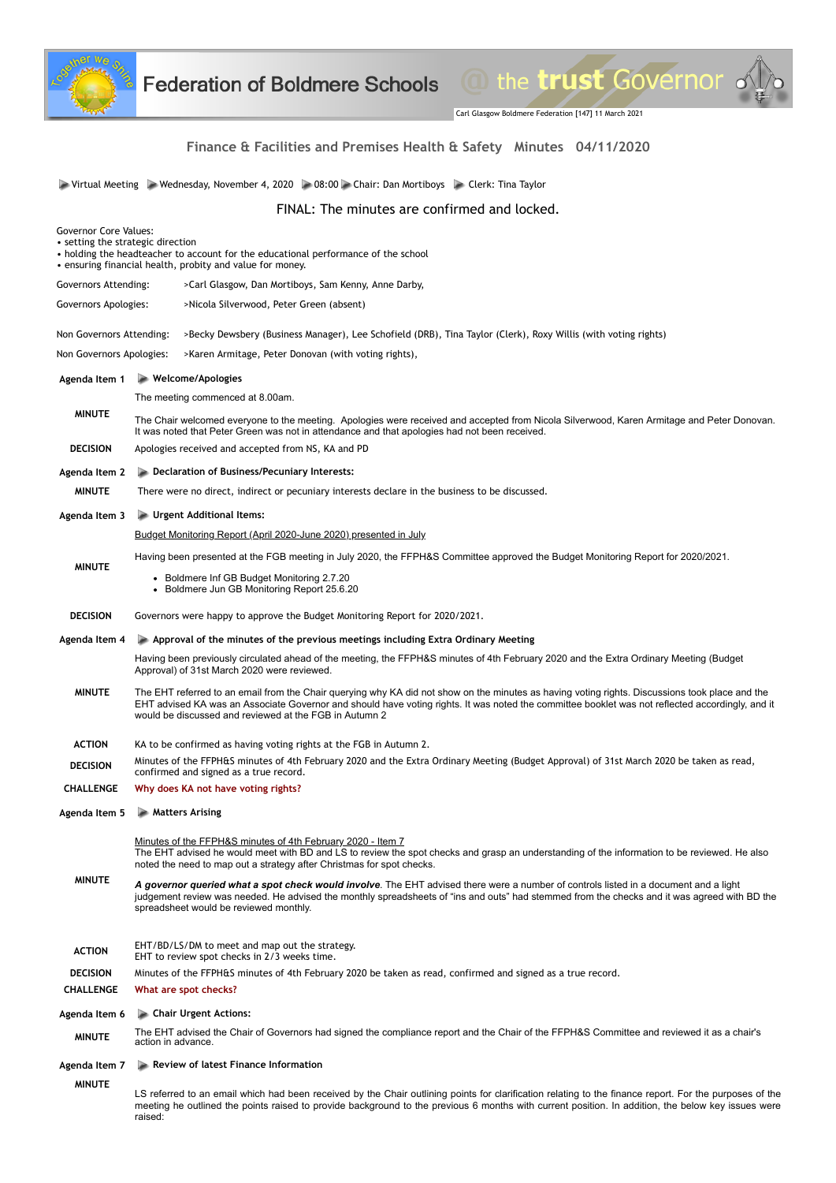# Federation of Boldmere Schools

## Finance & Facilities and Premises Health & Safety Minutes 04/11/2020

Virtual Meeting | Wednesday, November 4, 2020 | 08:00 | Chair: Dan Mortiboys | Clerk: Tina Taylor

**FINAL: The minutes are confirmed and locked.**

Governor Core Values:
- setting the strategic direction
- holding the headteacher to account for the educational performance of the school
- ensuring financial health, probity and value for money.

Governors Attending: >Carl Glasgow, Dan Mortiboys, Sam Kenny, Anne Darby,

Governors Apologies: >Nicola Silverwood, Peter Green (absent)

Non Governors Attending: >Becky Dewsbery (Business Manager), Lee Schofield (DRB), Tina Taylor (Clerk), Roxy Willis (with voting rights)

Non Governors Apologies: >Karen Armitage, Peter Donovan (with voting rights),

### Agenda Item 1 — Welcome/Apologies

The meeting commenced at 8.00am.

**MINUTE**

The Chair welcomed everyone to the meeting. Apologies were received and accepted from Nicola Silverwood, Karen Armitage and Peter Donovan. It was noted that Peter Green was not in attendance and that apologies had not been received.

**DECISION** Apologies received and accepted from NS, KA and PD

### Agenda Item 2 — Declaration of Business/Pecuniary Interests:

**MINUTE** There were no direct, indirect or pecuniary interests declare in the business to be discussed.

### Agenda Item 3 — Urgent Additional Items:

**MINUTE**

Budget Monitoring Report (April 2020-June 2020) presented in July

Having been presented at the FGB meeting in July 2020, the FFPH&S Committee approved the Budget Monitoring Report for 2020/2021.

- Boldmere Inf GB Budget Monitoring 2.7.20
- Boldmere Jun GB Monitoring Report 25.6.20

**DECISION** Governors were happy to approve the Budget Monitoring Report for 2020/2021.

### Agenda Item 4 — Approval of the minutes of the previous meetings including Extra Ordinary Meeting

**MINUTE**

Having been previously circulated ahead of the meeting, the FFPH&S minutes of 4th February 2020 and the Extra Ordinary Meeting (Budget Approval) of 31st March 2020 were reviewed.

The EHT referred to an email from the Chair querying why KA did not show on the minutes as having voting rights. Discussions took place and the EHT advised KA was an Associate Governor and should have voting rights. It was noted the committee booklet was not reflected accordingly, and it would be discussed and reviewed at the FGB in Autumn 2

**ACTION** KA to be confirmed as having voting rights at the FGB in Autumn 2.

**DECISION** Minutes of the FFPH&S minutes of 4th February 2020 and the Extra Ordinary Meeting (Budget Approval) of 31st March 2020 be taken as read, confirmed and signed as a true record.

**CHALLENGE** Why does KA not have voting rights?

### Agenda Item 5 — Matters Arising

**MINUTE**

Minutes of the FFPH&S minutes of 4th February 2020 - Item 7
The EHT advised he would meet with BD and LS to review the spot checks and grasp an understanding of the information to be reviewed. He also noted the need to map out a strategy after Christmas for spot checks.

***A governor queried what a spot check would involve***. The EHT advised there were a number of controls listed in a document and a light judgement review was needed. He advised the monthly spreadsheets of "ins and outs" had stemmed from the checks and it was agreed with BD the spreadsheet would be reviewed monthly.

**ACTION** EHT/BD/LS/DM to meet and map out the strategy.
EHT to review spot checks in 2/3 weeks time.

**DECISION** Minutes of the FFPH&S minutes of 4th February 2020 be taken as read, confirmed and signed as a true record.

**CHALLENGE** What are spot checks?

### Agenda Item 6 — Chair Urgent Actions:

**MINUTE** The EHT advised the Chair of Governors had signed the compliance report and the Chair of the FFPH&S Committee and reviewed it as a chair's action in advance.

### Agenda Item 7 — Review of latest Finance Information

**MINUTE**

LS referred to an email which had been received by the Chair outlining points for clarification relating to the finance report. For the purposes of the meeting he outlined the points raised to provide background to the previous 6 months with current position. In addition, the below key issues were raised: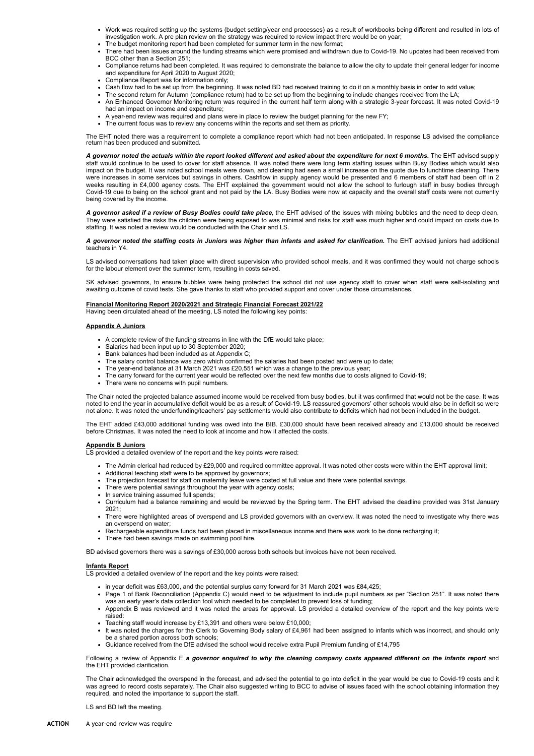- Work was required setting up the systems (budget setting/year end processes) as a result of workbooks being different and resulted in lots of investigation work. A pre plan review on the strategy was required to review impact there would be on year;
- The budget monitoring report had been completed for summer term in the new format;
- There had been issues around the funding streams which were promised and withdrawn due to Covid-19. No updates had been received from BCC other than a Section 251;
- Compliance returns had been completed. It was required to demonstrate the balance to allow the city to update their general ledger for income and expenditure for April 2020 to August 2020;
- Compliance Report was for information only;
- Cash flow had to be set up from the beginning. It was noted BD had received training to do it on a monthly basis in order to add value;
- The second return for Autumn (compliance return) had to be set up from the beginning to include changes received from the LA;
- An Enhanced Governor Monitoring return was required in the current half term along with a strategic 3-year forecast. It was noted Covid-19 had an impact on income and expenditure;
- A year-end review was required and plans were in place to review the budget planning for the new FY;
- The current focus was to review any concerns within the reports and set them as priority.

The EHT noted there was a requirement to complete a compliance report which had not been anticipated. In response LS advised the compliance return has been produced and submitted.

***A governor noted the actuals within the report looked different and asked about the expenditure for next 6 months.*** The EHT advised supply staff would continue to be used to cover for staff absence. It was noted there were long term staffing issues within Busy Bodies which would also impact on the budget. It was noted school meals were down, and cleaning had seen a small increase on the quote due to lunchtime cleaning. There were increases in some services but savings in others. Cashflow in supply agency would be presented and 6 members of staff had been off in 2 weeks resulting in £4,000 agency costs. The EHT explained the government would not allow the school to furlough staff in busy bodies through Covid-19 due to being on the school grant and not paid by the LA. Busy Bodies were now at capacity and the overall staff costs were not currently being covered by the income.

***A governor asked if a review of Busy Bodies could take place,*** the EHT advised of the issues with mixing bubbles and the need to deep clean. They were satisfied the risks the children were being exposed to was minimal and risks for staff was much higher and could impact on costs due to staffing. It was noted a review would be conducted with the Chair and LS.

***A governor noted the staffing costs in Juniors was higher than infants and asked for clarification.*** The EHT advised juniors had additional teachers in Y4.

LS advised conversations had taken place with direct supervision who provided school meals, and it was confirmed they would not charge schools for the labour element over the summer term, resulting in costs saved.

SK advised governors, to ensure bubbles were being protected the school did not use agency staff to cover when staff were self-isolating and awaiting outcome of covid tests. She gave thanks to staff who provided support and cover under those circumstances.

**Financial Monitoring Report 2020/2021 and Strategic Financial Forecast 2021/22**

Having been circulated ahead of the meeting, LS noted the following key points:

**Appendix A Juniors**

- A complete review of the funding streams in line with the DfE would take place;
- Salaries had been input up to 30 September 2020;
- Bank balances had been included as at Appendix C;
- The salary control balance was zero which confirmed the salaries had been posted and were up to date;
- The year-end balance at 31 March 2021 was £20,551 which was a change to the previous year;
- The carry forward for the current year would be reflected over the next few months due to costs aligned to Covid-19;
- There were no concerns with pupil numbers.

The Chair noted the projected balance assumed income would be received from busy bodies, but it was confirmed that would not be the case. It was noted to end the year in accumulative deficit would be as a result of Covid-19. LS reassured governors' other schools would also be in deficit so were not alone. It was noted the underfunding/teachers' pay settlements would also contribute to deficits which had not been included in the budget.

The EHT added £43,000 additional funding was owed into the BIB. £30,000 should have been received already and £13,000 should be received before Christmas. It was noted the need to look at income and how it affected the costs.

**Appendix B Juniors**

LS provided a detailed overview of the report and the key points were raised:

- The Admin clerical had reduced by £29,000 and required committee approval. It was noted other costs were within the EHT approval limit;
- Additional teaching staff were to be approved by governors;
- The projection forecast for staff on maternity leave were costed at full value and there were potential savings.
- There were potential savings throughout the year with agency costs;
- In service training assumed full spends;
- Curriculum had a balance remaining and would be reviewed by the Spring term. The EHT advised the deadline provided was 31st January 2021;
- There were highlighted areas of overspend and LS provided governors with an overview. It was noted the need to investigate why there was an overspend on water;
- Rechargeable expenditure funds had been placed in miscellaneous income and there was work to be done recharging it;
- There had been savings made on swimming pool hire.

BD advised governors there was a savings of £30,000 across both schools but invoices have not been received.

**Infants Report**

LS provided a detailed overview of the report and the key points were raised:

- in year deficit was £63,000, and the potential surplus carry forward for 31 March 2021 was £84,425;
- Page 1 of Bank Reconciliation (Appendix C) would need to be adjustment to include pupil numbers as per "Section 251". It was noted there was an early year's data collection tool which needed to be completed to prevent loss of funding;
- Appendix B was reviewed and it was noted the areas for approval. LS provided a detailed overview of the report and the key points were raised:
- Teaching staff would increase by £13,391 and others were below £10,000;
- It was noted the charges for the Clerk to Governing Body salary of £4,961 had been assigned to infants which was incorrect, and should only be a shared portion across both schools;
- Guidance received from the DfE advised the school would receive extra Pupil Premium funding of £14,795

Following a review of Appendix E ***a governor enquired to why the cleaning company costs appeared different on the infants report*** and the EHT provided clarification.

The Chair acknowledged the overspend in the forecast, and advised the potential to go into deficit in the year would be due to Covid-19 costs and it was agreed to record costs separately. The Chair also suggested writing to BCC to advise of issues faced with the school obtaining information they required, and noted the importance to support the staff.

LS and BD left the meeting.

**ACTION** A year-end review was require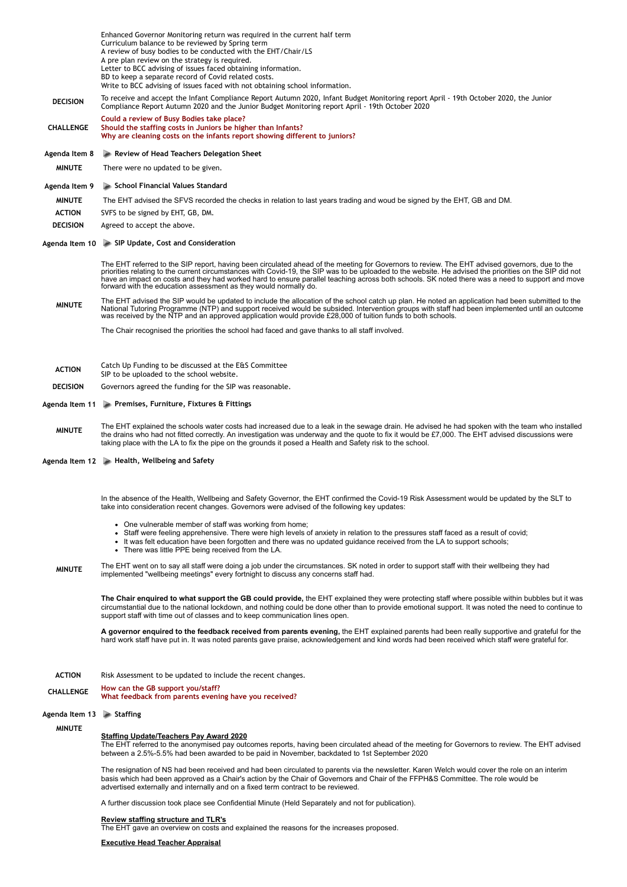Enhanced Governor Monitoring return was required in the current half term
Curriculum balance to be reviewed by Spring term
A review of busy bodies to be conducted with the EHT/Chair/LS
A pre plan review on the strategy is required.
Letter to BCC advising of issues faced obtaining information.
BD to keep a separate record of Covid related costs.
Write to BCC advising of issues faced with not obtaining school information.

**DECISION** To receive and accept the Infant Compliance Report Autumn 2020, Infant Budget Monitoring report April - 19th October 2020, the Junior Compliance Report Autumn 2020 and the Junior Budget Monitoring report April - 19th October 2020

**CHALLENGE**
**Could a review of Busy Bodies take place?**
**Should the staffing costs in Juniors be higher than Infants?**
**Why are cleaning costs on the infants report showing different to juniors?**

## Agenda Item 8 Review of Head Teachers Delegation Sheet

**MINUTE** There were no updated to be given.

## Agenda Item 9 School Financial Values Standard

**MINUTE** The EHT advised the SFVS recorded the checks in relation to last years trading and woud be signed by the EHT, GB and DM.

**ACTION** SVFS to be signed by EHT, GB, DM.

**DECISION** Agreed to accept the above.

## Agenda Item 10 SIP Update, Cost and Consideration

**MINUTE**

The EHT referred to the SIP report, having been circulated ahead of the meeting for Governors to review. The EHT advised governors, due to the priorities relating to the current circumstances with Covid-19, the SIP was to be uploaded to the website. He advised the priorities on the SIP did not have an impact on costs and they had worked hard to ensure parallel teaching across both schools. SK noted there was a need to support and move forward with the education assessment as they would normally do.

The EHT advised the SIP would be updated to include the allocation of the school catch up plan. He noted an application had been submitted to the National Tutoring Programme (NTP) and support received would be subsided. Intervention groups with staff had been implemented until an outcome was received by the NTP and an approved application would provide £28,000 of tuition funds to both schools.

The Chair recognised the priorities the school had faced and gave thanks to all staff involved.

**ACTION**
Catch Up Funding to be discussed at the E&S Committee
SIP to be uploaded to the school website.

**DECISION** Governors agreed the funding for the SIP was reasonable.

## Agenda Item 11 Premises, Furniture, Fixtures & Fittings

**MINUTE** The EHT explained the schools water costs had increased due to a leak in the sewage drain. He advised he had spoken with the team who installed the drains who had not fitted correctly. An investigation was underway and the quote to fix it would be £7,000. The EHT advised discussions were taking place with the LA to fix the pipe on the grounds it posed a Health and Safety risk to the school.

## Agenda Item 12 Health, Wellbeing and Safety

**MINUTE**

In the absence of the Health, Wellbeing and Safety Governor, the EHT confirmed the Covid-19 Risk Assessment would be updated by the SLT to take into consideration recent changes. Governors were advised of the following key updates:

- One vulnerable member of staff was working from home;
- Staff were feeling apprehensive. There were high levels of anxiety in relation to the pressures staff faced as a result of covid;
- It was felt education have been forgotten and there was no updated guidance received from the LA to support schools;
- There was little PPE being received from the LA.

The EHT went on to say all staff were doing a job under the circumstances. SK noted in order to support staff with their wellbeing they had implemented "wellbeing meetings" every fortnight to discuss any concerns staff had.

**The Chair enquired to what support the GB could provide,** the EHT explained they were protecting staff where possible within bubbles but it was circumstantial due to the national lockdown, and nothing could be done other than to provide emotional support. It was noted the need to continue to support staff with time out of classes and to keep communication lines open.

**A governor enquired to the feedback received from parents evening,** the EHT explained parents had been really supportive and grateful for the hard work staff have put in. It was noted parents gave praise, acknowledgement and kind words had been received which staff were grateful for.

**ACTION** Risk Assessment to be updated to include the recent changes.

**CHALLENGE**
**How can the GB support you/staff?**
**What feedback from parents evening have you received?**

## Agenda Item 13 Staffing

**MINUTE**

**Staffing Update/Teachers Pay Award 2020**
The EHT referred to the anonymised pay outcomes reports, having been circulated ahead of the meeting for Governors to review. The EHT advised between a 2.5%-5.5% had been awarded to be paid in November, backdated to 1st September 2020

The resignation of NS had been received and had been circulated to parents via the newsletter. Karen Welch would cover the role on an interim basis which had been approved as a Chair's action by the Chair of Governors and Chair of the FFPH&S Committee. The role would be advertised externally and internally and on a fixed term contract to be reviewed.

A further discussion took place see Confidential Minute (Held Separately and not for publication).

**Review staffing structure and TLR's**
The EHT gave an overview on costs and explained the reasons for the increases proposed.

**Executive Head Teacher Appraisal**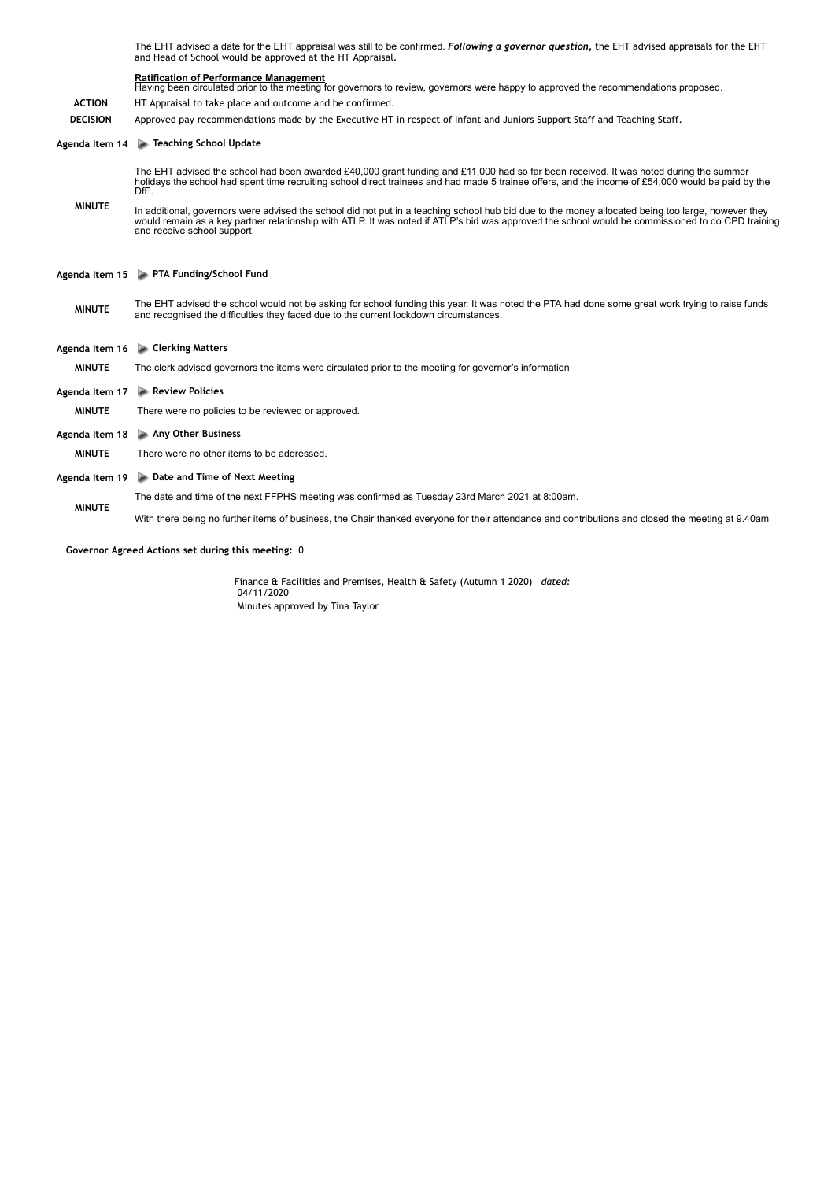The EHT advised a date for the EHT appraisal was still to be confirmed. ***Following a governor question***, the EHT advised appraisals for the EHT and Head of School would be approved at the HT Appraisal.

**Ratification of Performance Management**
Having been circulated prior to the meeting for governors to review, governors were happy to approved the recommendations proposed.

**ACTION** HT Appraisal to take place and outcome and be confirmed.

**DECISION** Approved pay recommendations made by the Executive HT in respect of Infant and Juniors Support Staff and Teaching Staff.

## Agenda Item 14 Teaching School Update

**MINUTE**

The EHT advised the school had been awarded £40,000 grant funding and £11,000 had so far been received. It was noted during the summer holidays the school had spent time recruiting school direct trainees and had made 5 trainee offers, and the income of £54,000 would be paid by the DfE.

In additional, governors were advised the school did not put in a teaching school hub bid due to the money allocated being too large, however they would remain as a key partner relationship with ATLP. It was noted if ATLP's bid was approved the school would be commissioned to do CPD training and receive school support.

## Agenda Item 15 PTA Funding/School Fund

**MINUTE** The EHT advised the school would not be asking for school funding this year. It was noted the PTA had done some great work trying to raise funds and recognised the difficulties they faced due to the current lockdown circumstances.

## Agenda Item 16 Clerking Matters

**MINUTE** The clerk advised governors the items were circulated prior to the meeting for governor's information

## Agenda Item 17 Review Policies

**MINUTE** There were no policies to be reviewed or approved.

## Agenda Item 18 Any Other Business

**MINUTE** There were no other items to be addressed.

## Agenda Item 19 Date and Time of Next Meeting

**MINUTE**

The date and time of the next FFPHS meeting was confirmed as Tuesday 23rd March 2021 at 8:00am.

With there being no further items of business, the Chair thanked everyone for their attendance and contributions and closed the meeting at 9.40am

**Governor Agreed Actions set during this meeting:** 0

Finance & Facilities and Premises, Health & Safety (Autumn 1 2020) *dated:* 04/11/2020
Minutes approved by Tina Taylor